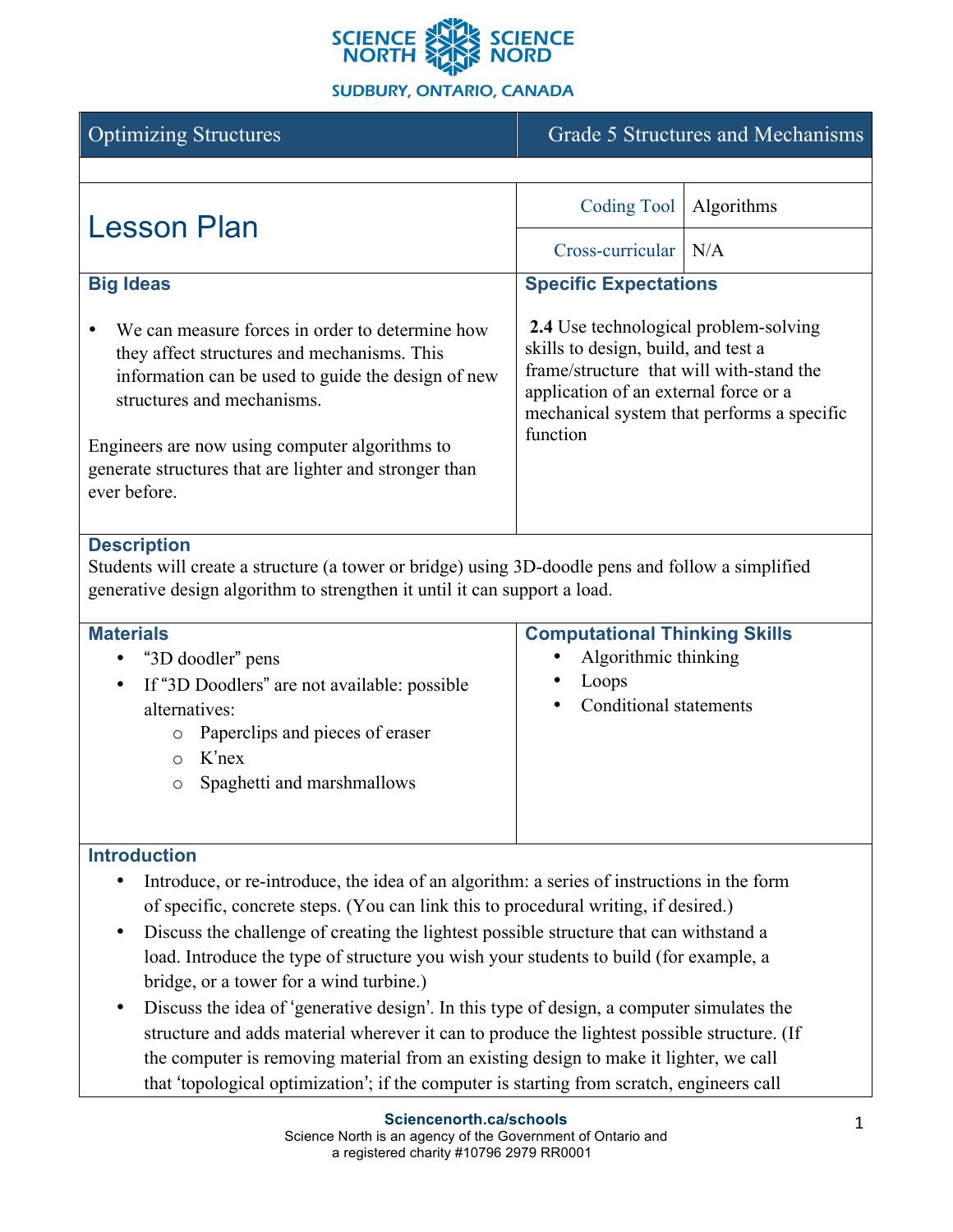SCIENCE NORTH SCIENCE NORD

SUDBURY, ONTARIO, CANADA

| Optimizing Structures | Grade 5 Structures and Mechanisms |
|---|---|

# Lesson Plan

| Coding Tool | Algorithms |
|---|---|
| Cross-curricular | N/A |

## Big Ideas

- We can measure forces in order to determine how they affect structures and mechanisms. This information can be used to guide the design of new structures and mechanisms.

Engineers are now using computer algorithms to generate structures that are lighter and stronger than ever before.

## Specific Expectations

**2.4** Use technological problem-solving skills to design, build, and test a frame/structure that will with-stand the application of an external force or a mechanical system that performs a specific function

## Description

Students will create a structure (a tower or bridge) using 3D-doodle pens and follow a simplified generative design algorithm to strengthen it until it can support a load.

## Materials

- "3D doodler" pens
- If "3D Doodlers" are not available: possible alternatives:
  - Paperclips and pieces of eraser
  - K'nex
  - Spaghetti and marshmallows

## Computational Thinking Skills

- Algorithmic thinking
- Loops
- Conditional statements

## Introduction

- Introduce, or re-introduce, the idea of an algorithm: a series of instructions in the form of specific, concrete steps. (You can link this to procedural writing, if desired.)
- Discuss the challenge of creating the lightest possible structure that can withstand a load. Introduce the type of structure you wish your students to build (for example, a bridge, or a tower for a wind turbine.)
- Discuss the idea of 'generative design'. In this type of design, a computer simulates the structure and adds material wherever it can to produce the lightest possible structure. (If the computer is removing material from an existing design to make it lighter, we call that 'topological optimization'; if the computer is starting from scratch, engineers call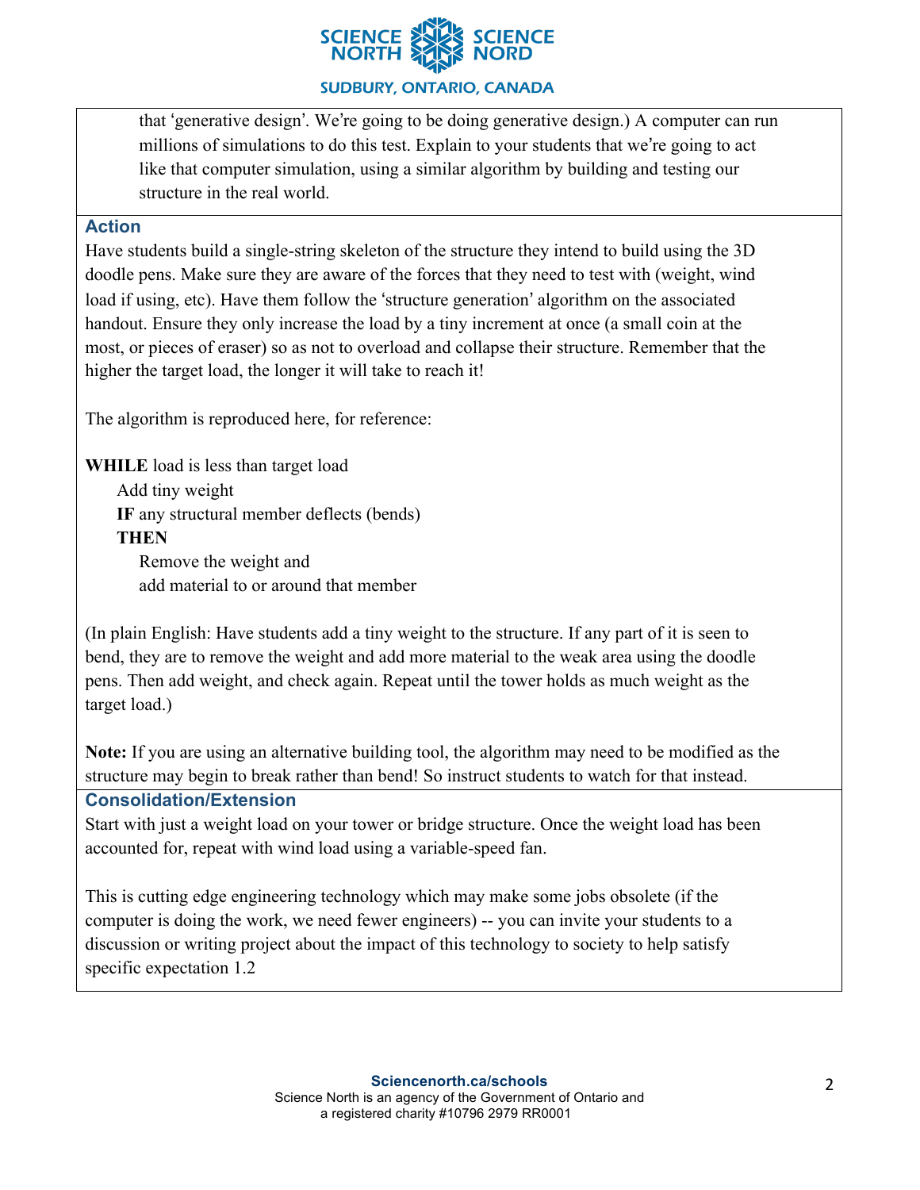that ‘generative design’. We’re going to be doing generative design.) A computer can run millions of simulations to do this test. Explain to your students that we’re going to act like that computer simulation, using a similar algorithm by building and testing our structure in the real world.

### Action

Have students build a single-string skeleton of the structure they intend to build using the 3D doodle pens. Make sure they are aware of the forces that they need to test with (weight, wind load if using, etc). Have them follow the ‘structure generation’ algorithm on the associated handout. Ensure they only increase the load by a tiny increment at once (a small coin at the most, or pieces of eraser) so as not to overload and collapse their structure. Remember that the higher the target load, the longer it will take to reach it!

The algorithm is reproduced here, for reference:

**WHILE** load is less than target load
  Add tiny weight
  **IF** any structural member deflects (bends)
  **THEN**
    Remove the weight and
    add material to or around that member

(In plain English: Have students add a tiny weight to the structure. If any part of it is seen to bend, they are to remove the weight and add more material to the weak area using the doodle pens. Then add weight, and check again. Repeat until the tower holds as much weight as the target load.)

**Note:** If you are using an alternative building tool, the algorithm may need to be modified as the structure may begin to break rather than bend! So instruct students to watch for that instead.

### Consolidation/Extension

Start with just a weight load on your tower or bridge structure. Once the weight load has been accounted for, repeat with wind load using a variable-speed fan.

This is cutting edge engineering technology which may make some jobs obsolete (if the computer is doing the work, we need fewer engineers) -- you can invite your students to a discussion or writing project about the impact of this technology to society to help satisfy specific expectation 1.2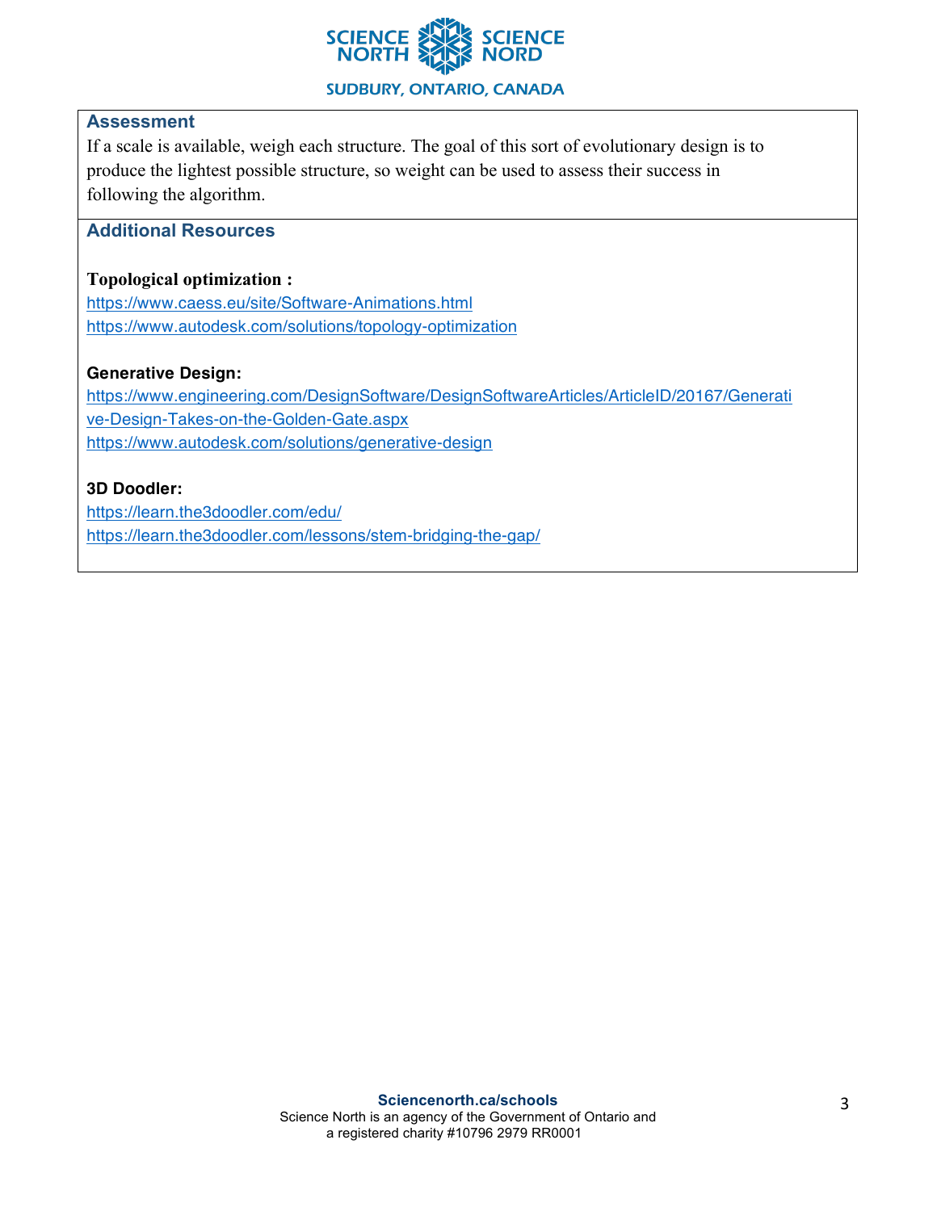## Assessment

If a scale is available, weigh each structure. The goal of this sort of evolutionary design is to produce the lightest possible structure, so weight can be used to assess their success in following the algorithm.

## Additional Resources

**Topological optimization :**

https://www.caess.eu/site/Software-Animations.html
https://www.autodesk.com/solutions/topology-optimization

**Generative Design:**

https://www.engineering.com/DesignSoftware/DesignSoftwareArticles/ArticleID/20167/Generative-Design-Takes-on-the-Golden-Gate.aspx
https://www.autodesk.com/solutions/generative-design

**3D Doodler:**

https://learn.the3doodler.com/edu/
https://learn.the3doodler.com/lessons/stem-bridging-the-gap/